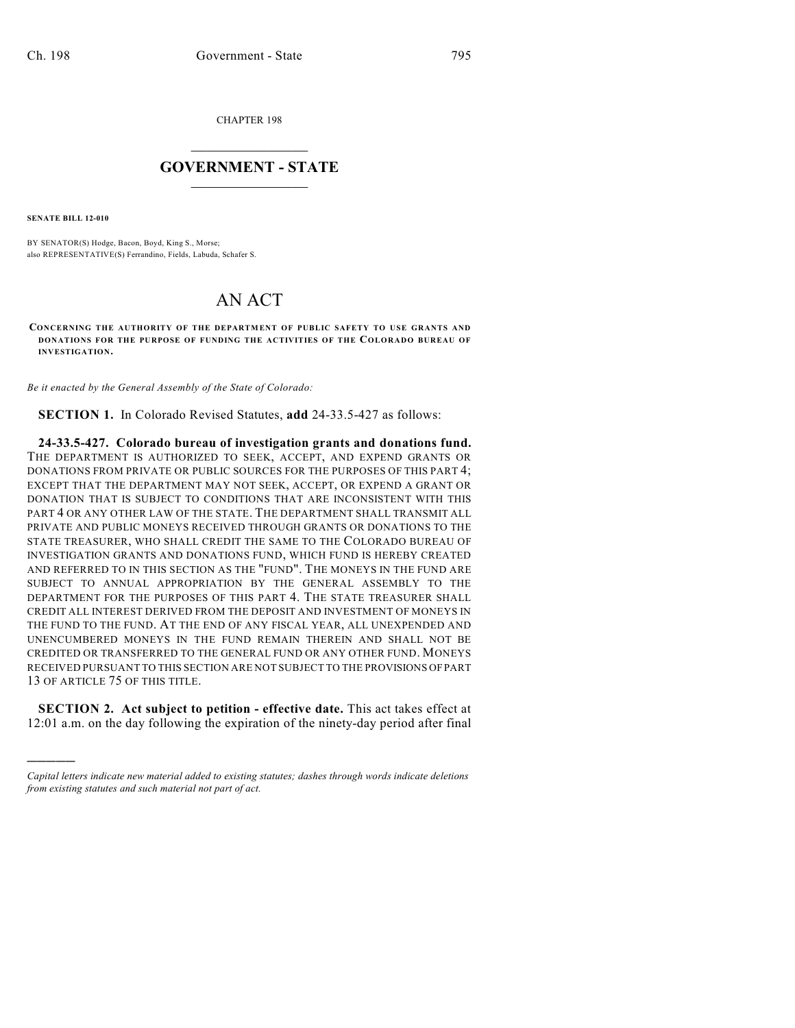CHAPTER 198

# GOVERNMENT - STATE

**SENATE BILL 12-010**

BY SENATOR(S) Hodge, Bacon, Boyd, King S., Morse;
also REPRESENTATIVE(S) Ferrandino, Fields, Labuda, Schafer S.

# AN ACT

**CONCERNING THE AUTHORITY OF THE DEPARTMENT OF PUBLIC SAFETY TO USE GRANTS AND DONATIONS FOR THE PURPOSE OF FUNDING THE ACTIVITIES OF THE COLORADO BUREAU OF INVESTIGATION.**

*Be it enacted by the General Assembly of the State of Colorado:*

**SECTION 1.** In Colorado Revised Statutes, **add** 24-33.5-427 as follows:

**24-33.5-427. Colorado bureau of investigation grants and donations fund.** THE DEPARTMENT IS AUTHORIZED TO SEEK, ACCEPT, AND EXPEND GRANTS OR DONATIONS FROM PRIVATE OR PUBLIC SOURCES FOR THE PURPOSES OF THIS PART 4; EXCEPT THAT THE DEPARTMENT MAY NOT SEEK, ACCEPT, OR EXPEND A GRANT OR DONATION THAT IS SUBJECT TO CONDITIONS THAT ARE INCONSISTENT WITH THIS PART 4 OR ANY OTHER LAW OF THE STATE. THE DEPARTMENT SHALL TRANSMIT ALL PRIVATE AND PUBLIC MONEYS RECEIVED THROUGH GRANTS OR DONATIONS TO THE STATE TREASURER, WHO SHALL CREDIT THE SAME TO THE COLORADO BUREAU OF INVESTIGATION GRANTS AND DONATIONS FUND, WHICH FUND IS HEREBY CREATED AND REFERRED TO IN THIS SECTION AS THE "FUND". THE MONEYS IN THE FUND ARE SUBJECT TO ANNUAL APPROPRIATION BY THE GENERAL ASSEMBLY TO THE DEPARTMENT FOR THE PURPOSES OF THIS PART 4. THE STATE TREASURER SHALL CREDIT ALL INTEREST DERIVED FROM THE DEPOSIT AND INVESTMENT OF MONEYS IN THE FUND TO THE FUND. AT THE END OF ANY FISCAL YEAR, ALL UNEXPENDED AND UNENCUMBERED MONEYS IN THE FUND REMAIN THEREIN AND SHALL NOT BE CREDITED OR TRANSFERRED TO THE GENERAL FUND OR ANY OTHER FUND. MONEYS RECEIVED PURSUANT TO THIS SECTION ARE NOT SUBJECT TO THE PROVISIONS OF PART 13 OF ARTICLE 75 OF THIS TITLE.

**SECTION 2. Act subject to petition - effective date.** This act takes effect at 12:01 a.m. on the day following the expiration of the ninety-day period after final

*Capital letters indicate new material added to existing statutes; dashes through words indicate deletions from existing statutes and such material not part of act.*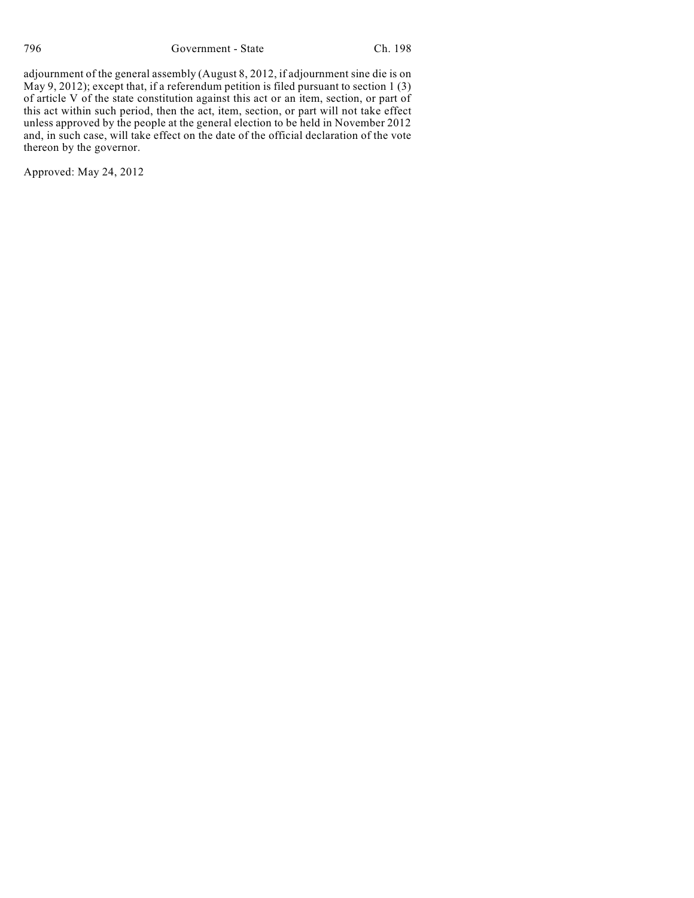adjournment of the general assembly (August 8, 2012, if adjournment sine die is on May 9, 2012); except that, if a referendum petition is filed pursuant to section 1 (3) of article V of the state constitution against this act or an item, section, or part of this act within such period, then the act, item, section, or part will not take effect unless approved by the people at the general election to be held in November 2012 and, in such case, will take effect on the date of the official declaration of the vote thereon by the governor.

Approved: May 24, 2012